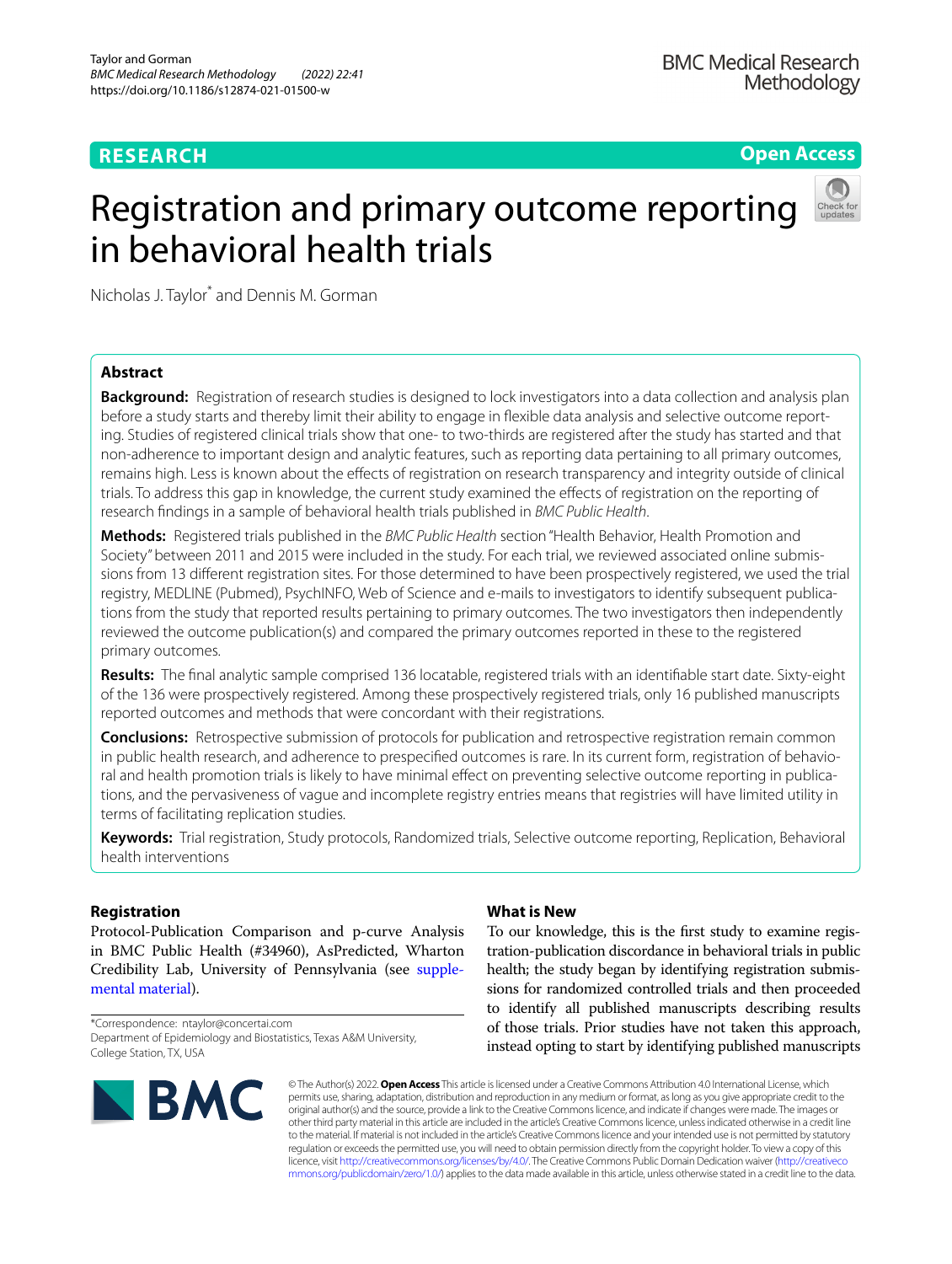# Registration and primary outcome reporting in behavioral health trials

Nicholas J. Taylor* and Dennis M. Gorman

## Abstract

**Background:** Registration of research studies is designed to lock investigators into a data collection and analysis plan before a study starts and thereby limit their ability to engage in flexible data analysis and selective outcome reporting. Studies of registered clinical trials show that one- to two-thirds are registered after the study has started and that non-adherence to important design and analytic features, such as reporting data pertaining to all primary outcomes, remains high. Less is known about the effects of registration on research transparency and integrity outside of clinical trials. To address this gap in knowledge, the current study examined the effects of registration on the reporting of research findings in a sample of behavioral health trials published in *BMC Public Health*.

**Methods:** Registered trials published in the *BMC Public Health* section "Health Behavior, Health Promotion and Society" between 2011 and 2015 were included in the study. For each trial, we reviewed associated online submissions from 13 different registration sites. For those determined to have been prospectively registered, we used the trial registry, MEDLINE (Pubmed), PsychINFO, Web of Science and e-mails to investigators to identify subsequent publications from the study that reported results pertaining to primary outcomes. The two investigators then independently reviewed the outcome publication(s) and compared the primary outcomes reported in these to the registered primary outcomes.

**Results:** The final analytic sample comprised 136 locatable, registered trials with an identifiable start date. Sixty-eight of the 136 were prospectively registered. Among these prospectively registered trials, only 16 published manuscripts reported outcomes and methods that were concordant with their registrations.

**Conclusions:** Retrospective submission of protocols for publication and retrospective registration remain common in public health research, and adherence to prespecified outcomes is rare. In its current form, registration of behavioral and health promotion trials is likely to have minimal effect on preventing selective outcome reporting in publications, and the pervasiveness of vague and incomplete registry entries means that registries will have limited utility in terms of facilitating replication studies.

**Keywords:** Trial registration, Study protocols, Randomized trials, Selective outcome reporting, Replication, Behavioral health interventions

## Registration

Protocol-Publication Comparison and p-curve Analysis in BMC Public Health (#34960), AsPredicted, Wharton Credibility Lab, University of Pennsylvania (see supplemental material).

*Correspondence: ntaylor@concertai.com
Department of Epidemiology and Biostatistics, Texas A&M University, College Station, TX, USA

## What is New

To our knowledge, this is the first study to examine registration-publication discordance in behavioral trials in public health; the study began by identifying registration submissions for randomized controlled trials and then proceeded to identify all published manuscripts describing results of those trials. Prior studies have not taken this approach, instead opting to start by identifying published manuscripts

© The Author(s) 2022. **Open Access** This article is licensed under a Creative Commons Attribution 4.0 International License, which permits use, sharing, adaptation, distribution and reproduction in any medium or format, as long as you give appropriate credit to the original author(s) and the source, provide a link to the Creative Commons licence, and indicate if changes were made. The images or other third party material in this article are included in the article's Creative Commons licence, unless indicated otherwise in a credit line to the material. If material is not included in the article's Creative Commons licence and your intended use is not permitted by statutory regulation or exceeds the permitted use, you will need to obtain permission directly from the copyright holder. To view a copy of this licence, visit http://creativecommons.org/licenses/by/4.0/. The Creative Commons Public Domain Dedication waiver (http://creativecommons.org/publicdomain/zero/1.0/) applies to the data made available in this article, unless otherwise stated in a credit line to the data.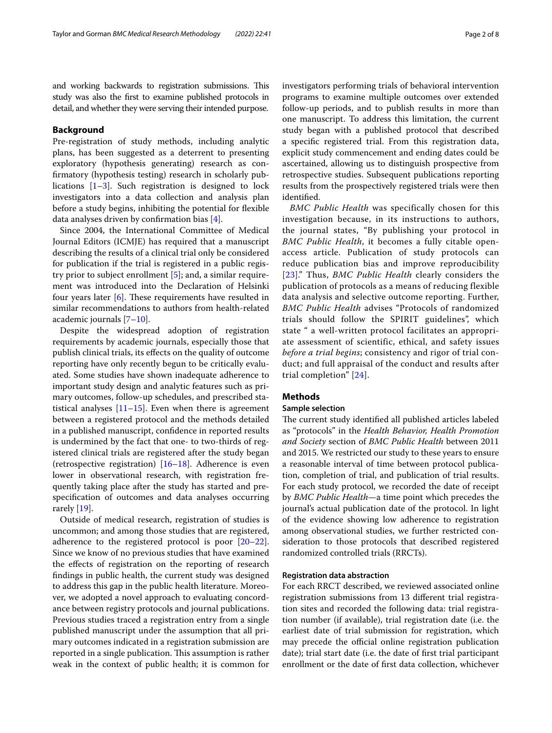and working backwards to registration submissions. This study was also the first to examine published protocols in detail, and whether they were serving their intended purpose.

## Background

Pre-registration of study methods, including analytic plans, has been suggested as a deterrent to presenting exploratory (hypothesis generating) research as confirmatory (hypothesis testing) research in scholarly publications [1–3]. Such registration is designed to lock investigators into a data collection and analysis plan before a study begins, inhibiting the potential for flexible data analyses driven by confirmation bias [4].

Since 2004, the International Committee of Medical Journal Editors (ICMJE) has required that a manuscript describing the results of a clinical trial only be considered for publication if the trial is registered in a public registry prior to subject enrollment [5]; and, a similar requirement was introduced into the Declaration of Helsinki four years later [6]. These requirements have resulted in similar recommendations to authors from health-related academic journals [7–10].

Despite the widespread adoption of registration requirements by academic journals, especially those that publish clinical trials, its effects on the quality of outcome reporting have only recently begun to be critically evaluated. Some studies have shown inadequate adherence to important study design and analytic features such as primary outcomes, follow-up schedules, and prescribed statistical analyses [11–15]. Even when there is agreement between a registered protocol and the methods detailed in a published manuscript, confidence in reported results is undermined by the fact that one- to two-thirds of registered clinical trials are registered after the study began (retrospective registration) [16–18]. Adherence is even lower in observational research, with registration frequently taking place after the study has started and pre-specification of outcomes and data analyses occurring rarely [19].

Outside of medical research, registration of studies is uncommon; and among those studies that are registered, adherence to the registered protocol is poor [20–22]. Since we know of no previous studies that have examined the effects of registration on the reporting of research findings in public health, the current study was designed to address this gap in the public health literature. Moreover, we adopted a novel approach to evaluating concordance between registry protocols and journal publications. Previous studies traced a registration entry from a single published manuscript under the assumption that all primary outcomes indicated in a registration submission are reported in a single publication. This assumption is rather weak in the context of public health; it is common for investigators performing trials of behavioral intervention programs to examine multiple outcomes over extended follow-up periods, and to publish results in more than one manuscript. To address this limitation, the current study began with a published protocol that described a specific registered trial. From this registration data, explicit study commencement and ending dates could be ascertained, allowing us to distinguish prospective from retrospective studies. Subsequent publications reporting results from the prospectively registered trials were then identified.

*BMC Public Health* was specifically chosen for this investigation because, in its instructions to authors, the journal states, "By publishing your protocol in *BMC Public Health*, it becomes a fully citable open-access article. Publication of study protocols can reduce publication bias and improve reproducibility [23]." Thus, *BMC Public Health* clearly considers the publication of protocols as a means of reducing flexible data analysis and selective outcome reporting. Further, *BMC Public Health* advises "Protocols of randomized trials should follow the SPIRIT guidelines", which state " a well-written protocol facilitates an appropriate assessment of scientific, ethical, and safety issues *before a trial begins*; consistency and rigor of trial conduct; and full appraisal of the conduct and results after trial completion" [24].

## Methods

### Sample selection

The current study identified all published articles labeled as "protocols" in the *Health Behavior, Health Promotion and Society* section of *BMC Public Health* between 2011 and 2015. We restricted our study to these years to ensure a reasonable interval of time between protocol publication, completion of trial, and publication of trial results. For each study protocol, we recorded the date of receipt by *BMC Public Health*—a time point which precedes the journal's actual publication date of the protocol. In light of the evidence showing low adherence to registration among observational studies, we further restricted consideration to those protocols that described registered randomized controlled trials (RRCTs).

### Registration data abstraction

For each RRCT described, we reviewed associated online registration submissions from 13 different trial registration sites and recorded the following data: trial registration number (if available), trial registration date (i.e. the earliest date of trial submission for registration, which may precede the official online registration publication date); trial start date (i.e. the date of first trial participant enrollment or the date of first data collection, whichever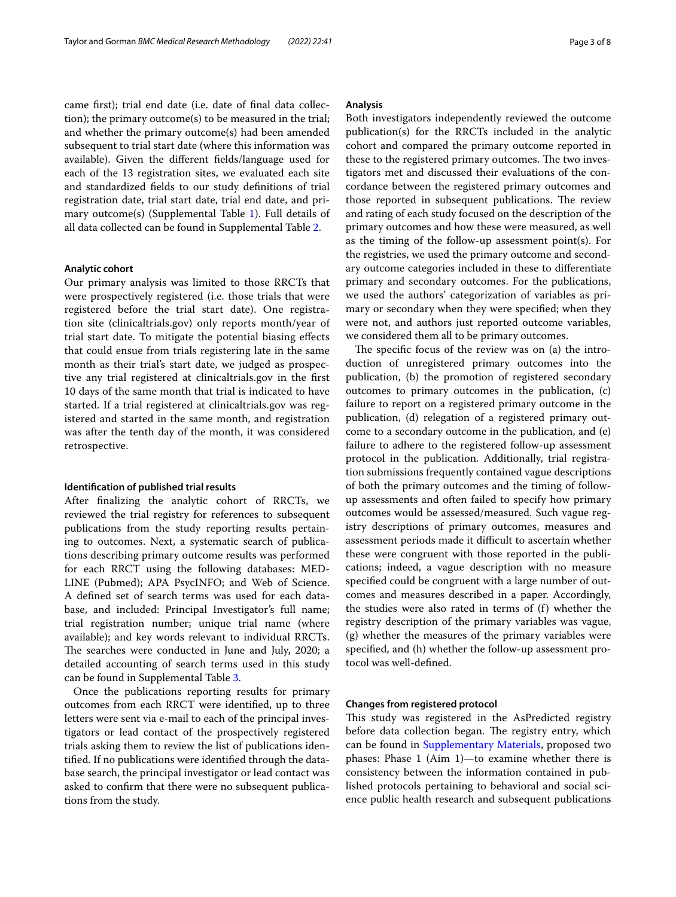came first); trial end date (i.e. date of final data collection); the primary outcome(s) to be measured in the trial; and whether the primary outcome(s) had been amended subsequent to trial start date (where this information was available). Given the different fields/language used for each of the 13 registration sites, we evaluated each site and standardized fields to our study definitions of trial registration date, trial start date, trial end date, and primary outcome(s) (Supplemental Table 1). Full details of all data collected can be found in Supplemental Table 2.

#### Analytic cohort

Our primary analysis was limited to those RRCTs that were prospectively registered (i.e. those trials that were registered before the trial start date). One registration site (clinicaltrials.gov) only reports month/year of trial start date. To mitigate the potential biasing effects that could ensue from trials registering late in the same month as their trial's start date, we judged as prospective any trial registered at clinicaltrials.gov in the first 10 days of the same month that trial is indicated to have started. If a trial registered at clinicaltrials.gov was registered and started in the same month, and registration was after the tenth day of the month, it was considered retrospective.

#### Identification of published trial results

After finalizing the analytic cohort of RRCTs, we reviewed the trial registry for references to subsequent publications from the study reporting results pertaining to outcomes. Next, a systematic search of publications describing primary outcome results was performed for each RRCT using the following databases: MEDLINE (Pubmed); APA PsycINFO; and Web of Science. A defined set of search terms was used for each database, and included: Principal Investigator's full name; trial registration number; unique trial name (where available); and key words relevant to individual RRCTs. The searches were conducted in June and July, 2020; a detailed accounting of search terms used in this study can be found in Supplemental Table 3.

Once the publications reporting results for primary outcomes from each RRCT were identified, up to three letters were sent via e-mail to each of the principal investigators or lead contact of the prospectively registered trials asking them to review the list of publications identified. If no publications were identified through the database search, the principal investigator or lead contact was asked to confirm that there were no subsequent publications from the study.

#### Analysis

Both investigators independently reviewed the outcome publication(s) for the RRCTs included in the analytic cohort and compared the primary outcome reported in these to the registered primary outcomes. The two investigators met and discussed their evaluations of the concordance between the registered primary outcomes and those reported in subsequent publications. The review and rating of each study focused on the description of the primary outcomes and how these were measured, as well as the timing of the follow-up assessment point(s). For the registries, we used the primary outcome and secondary outcome categories included in these to differentiate primary and secondary outcomes. For the publications, we used the authors' categorization of variables as primary or secondary when they were specified; when they were not, and authors just reported outcome variables, we considered them all to be primary outcomes.

The specific focus of the review was on (a) the introduction of unregistered primary outcomes into the publication, (b) the promotion of registered secondary outcomes to primary outcomes in the publication, (c) failure to report on a registered primary outcome in the publication, (d) relegation of a registered primary outcome to a secondary outcome in the publication, and (e) failure to adhere to the registered follow-up assessment protocol in the publication. Additionally, trial registration submissions frequently contained vague descriptions of both the primary outcomes and the timing of follow-up assessments and often failed to specify how primary outcomes would be assessed/measured. Such vague registry descriptions of primary outcomes, measures and assessment periods made it difficult to ascertain whether these were congruent with those reported in the publications; indeed, a vague description with no measure specified could be congruent with a large number of outcomes and measures described in a paper. Accordingly, the studies were also rated in terms of (f) whether the registry description of the primary variables was vague, (g) whether the measures of the primary variables were specified, and (h) whether the follow-up assessment protocol was well-defined.

#### Changes from registered protocol

This study was registered in the AsPredicted registry before data collection began. The registry entry, which can be found in Supplementary Materials, proposed two phases: Phase 1 (Aim 1)—to examine whether there is consistency between the information contained in published protocols pertaining to behavioral and social science public health research and subsequent publications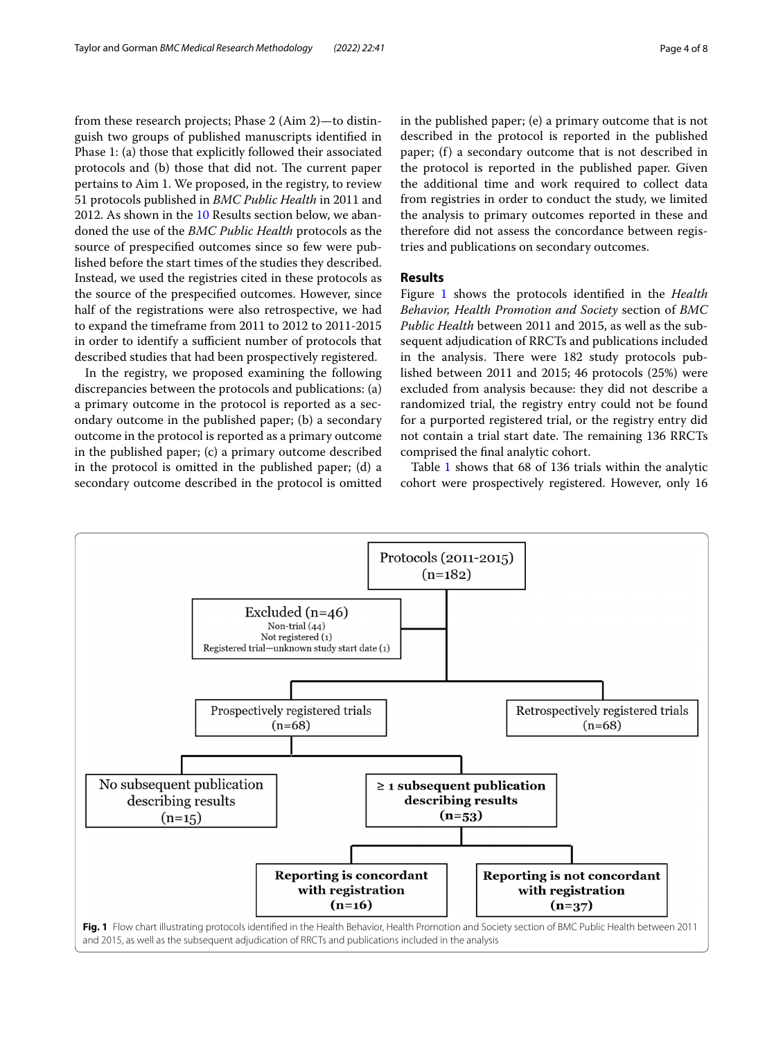from these research projects; Phase 2 (Aim 2)—to distinguish two groups of published manuscripts identified in Phase 1: (a) those that explicitly followed their associated protocols and (b) those that did not. The current paper pertains to Aim 1. We proposed, in the registry, to review 51 protocols published in *BMC Public Health* in 2011 and 2012. As shown in the 10 Results section below, we abandoned the use of the *BMC Public Health* protocols as the source of prespecified outcomes since so few were published before the start times of the studies they described. Instead, we used the registries cited in these protocols as the source of the prespecified outcomes. However, since half of the registrations were also retrospective, we had to expand the timeframe from 2011 to 2012 to 2011-2015 in order to identify a sufficient number of protocols that described studies that had been prospectively registered.

In the registry, we proposed examining the following discrepancies between the protocols and publications: (a) a primary outcome in the protocol is reported as a secondary outcome in the published paper; (b) a secondary outcome in the protocol is reported as a primary outcome in the published paper; (c) a primary outcome described in the protocol is omitted in the published paper; (d) a secondary outcome described in the protocol is omitted in the published paper; (e) a primary outcome that is not described in the protocol is reported in the published paper; (f) a secondary outcome that is not described in the protocol is reported in the published paper. Given the additional time and work required to collect data from registries in order to conduct the study, we limited the analysis to primary outcomes reported in these and therefore did not assess the concordance between registries and publications on secondary outcomes.

## Results

Figure 1 shows the protocols identified in the *Health Behavior, Health Promotion and Society* section of *BMC Public Health* between 2011 and 2015, as well as the subsequent adjudication of RRCTs and publications included in the analysis. There were 182 study protocols published between 2011 and 2015; 46 protocols (25%) were excluded from analysis because: they did not describe a randomized trial, the registry entry could not be found for a purported registered trial, or the registry entry did not contain a trial start date. The remaining 136 RRCTs comprised the final analytic cohort.

Table 1 shows that 68 of 136 trials within the analytic cohort were prospectively registered. However, only 16

Protocols (2011-2015) (n=182)

Excluded (n=46)
Non-trial (44)
Not registered (1)
Registered trial—unknown study start date (1)

Prospectively registered trials (n=68)

Retrospectively registered trials (n=68)

No subsequent publication describing results (n=15)

**≥ 1 subsequent publication describing results (n=53)**

**Reporting is concordant with registration (n=16)**

**Reporting is not concordant with registration (n=37)**

**Fig. 1** Flow chart illustrating protocols identified in the Health Behavior, Health Promotion and Society section of BMC Public Health between 2011 and 2015, as well as the subsequent adjudication of RRCTs and publications included in the analysis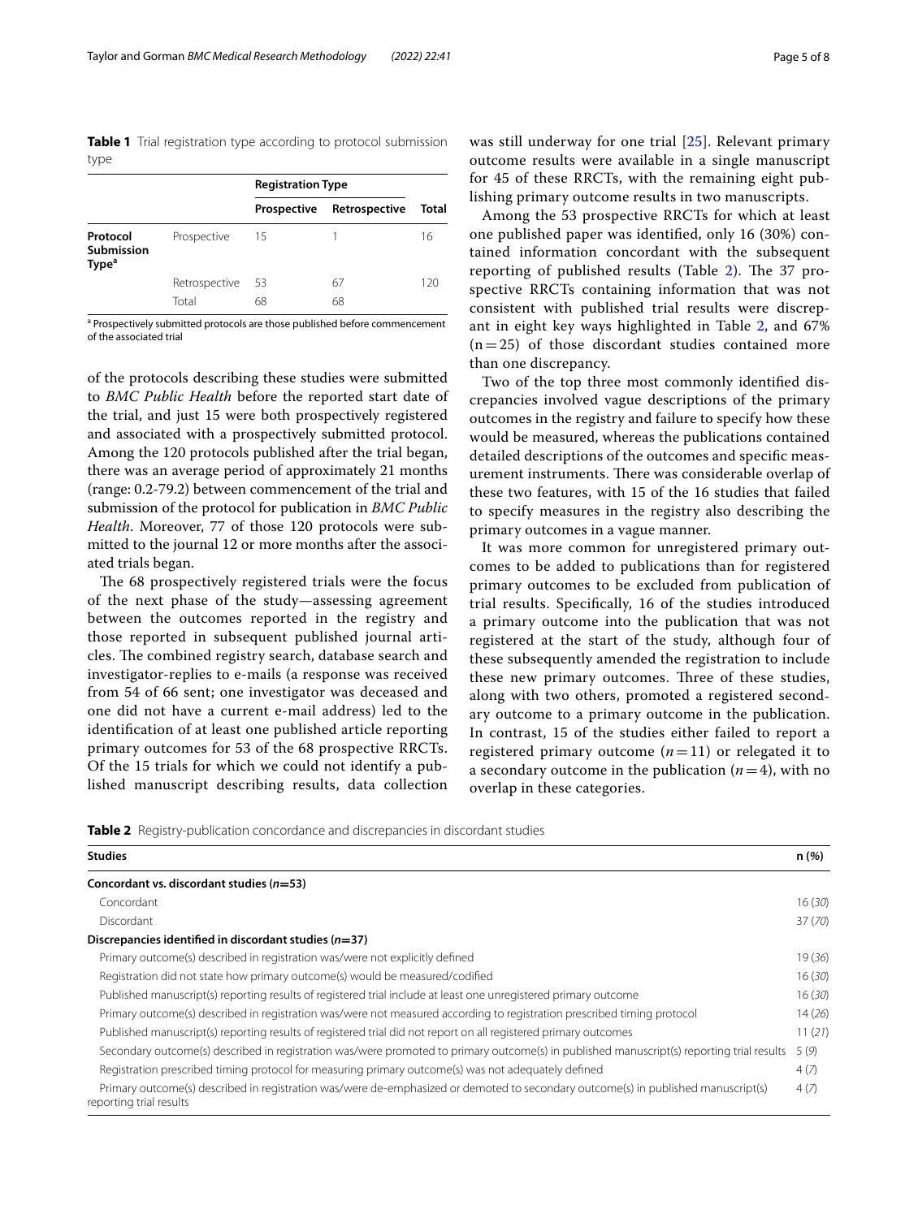**Table 1** Trial registration type according to protocol submission type

| | | Registration Type | | |
|---|---|---|---|---|
| | | Prospective | Retrospective | Total |
| **Protocol Submission Type**[a] | Prospective | 15 | 1 | 16 |
| | Retrospective | 53 | 67 | 120 |
| | Total | 68 | 68 | |

[a] Prospectively submitted protocols are those published before commencement of the associated trial

of the protocols describing these studies were submitted to *BMC Public Health* before the reported start date of the trial, and just 15 were both prospectively registered and associated with a prospectively submitted protocol. Among the 120 protocols published after the trial began, there was an average period of approximately 21 months (range: 0.2-79.2) between commencement of the trial and submission of the protocol for publication in *BMC Public Health*. Moreover, 77 of those 120 protocols were submitted to the journal 12 or more months after the associated trials began.

The 68 prospectively registered trials were the focus of the next phase of the study—assessing agreement between the outcomes reported in the registry and those reported in subsequent published journal articles. The combined registry search, database search and investigator-replies to e-mails (a response was received from 54 of 66 sent; one investigator was deceased and one did not have a current e-mail address) led to the identification of at least one published article reporting primary outcomes for 53 of the 68 prospective RRCTs. Of the 15 trials for which we could not identify a published manuscript describing results, data collection was still underway for one trial [25]. Relevant primary outcome results were available in a single manuscript for 45 of these RRCTs, with the remaining eight publishing primary outcome results in two manuscripts.

Among the 53 prospective RRCTs for which at least one published paper was identified, only 16 (30%) contained information concordant with the subsequent reporting of published results (Table 2). The 37 prospective RRCTs containing information that was not consistent with published trial results were discrepant in eight key ways highlighted in Table 2, and 67% (n = 25) of those discordant studies contained more than one discrepancy.

Two of the top three most commonly identified discrepancies involved vague descriptions of the primary outcomes in the registry and failure to specify how these would be measured, whereas the publications contained detailed descriptions of the outcomes and specific measurement instruments. There was considerable overlap of these two features, with 15 of the 16 studies that failed to specify measures in the registry also describing the primary outcomes in a vague manner.

It was more common for unregistered primary outcomes to be added to publications than for registered primary outcomes to be excluded from publication of trial results. Specifically, 16 of the studies introduced a primary outcome into the publication that was not registered at the start of the study, although four of these subsequently amended the registration to include these new primary outcomes. Three of these studies, along with two others, promoted a registered secondary outcome to a primary outcome in the publication. In contrast, 15 of the studies either failed to report a registered primary outcome ($n = 11$) or relegated it to a secondary outcome in the publication ($n = 4$), with no overlap in these categories.

**Table 2** Registry-publication concordance and discrepancies in discordant studies

| Studies | n (%) |
|---|---|
| **Concordant vs. discordant studies (*n*=53)** | |
| Concordant | 16 (*30*) |
| Discordant | 37 (*70*) |
| **Discrepancies identified in discordant studies (*n*=37)** | |
| Primary outcome(s) described in registration was/were not explicitly defined | 19 (*36*) |
| Registration did not state how primary outcome(s) would be measured/codified | 16 (*30*) |
| Published manuscript(s) reporting results of registered trial include at least one unregistered primary outcome | 16 (*30*) |
| Primary outcome(s) described in registration was/were not measured according to registration prescribed timing protocol | 14 (*26*) |
| Published manuscript(s) reporting results of registered trial did not report on all registered primary outcomes | 11 (*21*) |
| Secondary outcome(s) described in registration was/were promoted to primary outcome(s) in published manuscript(s) reporting trial results | 5 (*9*) |
| Registration prescribed timing protocol for measuring primary outcome(s) was not adequately defined | 4 (*7*) |
| Primary outcome(s) described in registration was/were de-emphasized or demoted to secondary outcome(s) in published manuscript(s) reporting trial results | 4 (*7*) |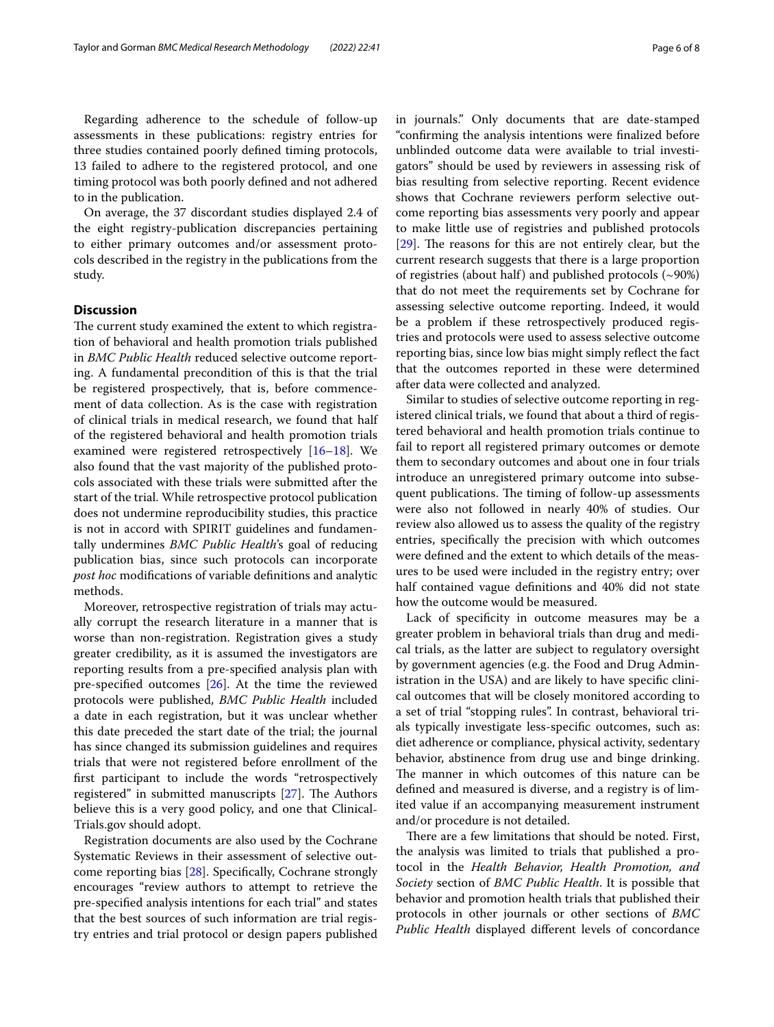Regarding adherence to the schedule of follow-up assessments in these publications: registry entries for three studies contained poorly defined timing protocols, 13 failed to adhere to the registered protocol, and one timing protocol was both poorly defined and not adhered to in the publication.

On average, the 37 discordant studies displayed 2.4 of the eight registry-publication discrepancies pertaining to either primary outcomes and/or assessment protocols described in the registry in the publications from the study.

## Discussion

The current study examined the extent to which registration of behavioral and health promotion trials published in *BMC Public Health* reduced selective outcome reporting. A fundamental precondition of this is that the trial be registered prospectively, that is, before commencement of data collection. As is the case with registration of clinical trials in medical research, we found that half of the registered behavioral and health promotion trials examined were registered retrospectively [16–18]. We also found that the vast majority of the published protocols associated with these trials were submitted after the start of the trial. While retrospective protocol publication does not undermine reproducibility studies, this practice is not in accord with SPIRIT guidelines and fundamentally undermines *BMC Public Health*'s goal of reducing publication bias, since such protocols can incorporate *post hoc* modifications of variable definitions and analytic methods.

Moreover, retrospective registration of trials may actually corrupt the research literature in a manner that is worse than non-registration. Registration gives a study greater credibility, as it is assumed the investigators are reporting results from a pre-specified analysis plan with pre-specified outcomes [26]. At the time the reviewed protocols were published, *BMC Public Health* included a date in each registration, but it was unclear whether this date preceded the start date of the trial; the journal has since changed its submission guidelines and requires trials that were not registered before enrollment of the first participant to include the words "retrospectively registered" in submitted manuscripts [27]. The Authors believe this is a very good policy, and one that ClinicalTrials.gov should adopt.

Registration documents are also used by the Cochrane Systematic Reviews in their assessment of selective outcome reporting bias [28]. Specifically, Cochrane strongly encourages "review authors to attempt to retrieve the pre-specified analysis intentions for each trial" and states that the best sources of such information are trial registry entries and trial protocol or design papers published in journals." Only documents that are date-stamped "confirming the analysis intentions were finalized before unblinded outcome data were available to trial investigators" should be used by reviewers in assessing risk of bias resulting from selective reporting. Recent evidence shows that Cochrane reviewers perform selective outcome reporting bias assessments very poorly and appear to make little use of registries and published protocols [29]. The reasons for this are not entirely clear, but the current research suggests that there is a large proportion of registries (about half) and published protocols (~90%) that do not meet the requirements set by Cochrane for assessing selective outcome reporting. Indeed, it would be a problem if these retrospectively produced registries and protocols were used to assess selective outcome reporting bias, since low bias might simply reflect the fact that the outcomes reported in these were determined after data were collected and analyzed.

Similar to studies of selective outcome reporting in registered clinical trials, we found that about a third of registered behavioral and health promotion trials continue to fail to report all registered primary outcomes or demote them to secondary outcomes and about one in four trials introduce an unregistered primary outcome into subsequent publications. The timing of follow-up assessments were also not followed in nearly 40% of studies. Our review also allowed us to assess the quality of the registry entries, specifically the precision with which outcomes were defined and the extent to which details of the measures to be used were included in the registry entry; over half contained vague definitions and 40% did not state how the outcome would be measured.

Lack of specificity in outcome measures may be a greater problem in behavioral trials than drug and medical trials, as the latter are subject to regulatory oversight by government agencies (e.g. the Food and Drug Administration in the USA) and are likely to have specific clinical outcomes that will be closely monitored according to a set of trial "stopping rules". In contrast, behavioral trials typically investigate less-specific outcomes, such as: diet adherence or compliance, physical activity, sedentary behavior, abstinence from drug use and binge drinking. The manner in which outcomes of this nature can be defined and measured is diverse, and a registry is of limited value if an accompanying measurement instrument and/or procedure is not detailed.

There are a few limitations that should be noted. First, the analysis was limited to trials that published a protocol in the *Health Behavior, Health Promotion, and Society* section of *BMC Public Health*. It is possible that behavior and promotion health trials that published their protocols in other journals or other sections of *BMC Public Health* displayed different levels of concordance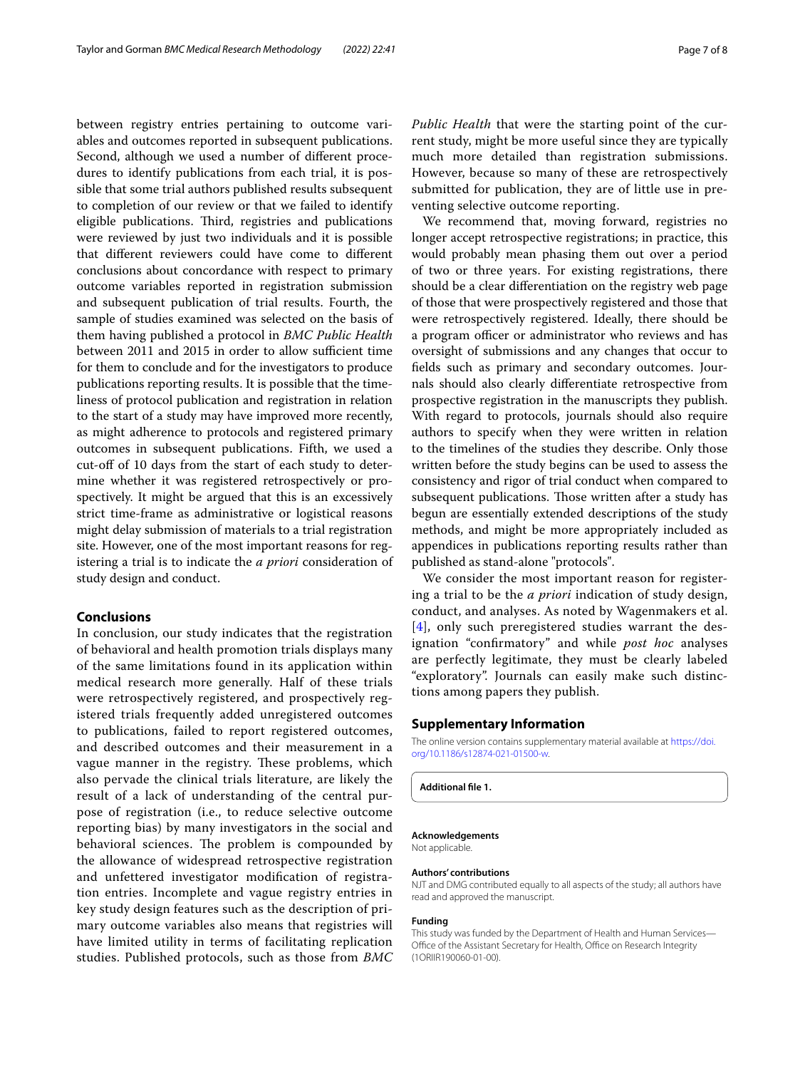between registry entries pertaining to outcome variables and outcomes reported in subsequent publications. Second, although we used a number of different procedures to identify publications from each trial, it is possible that some trial authors published results subsequent to completion of our review or that we failed to identify eligible publications. Third, registries and publications were reviewed by just two individuals and it is possible that different reviewers could have come to different conclusions about concordance with respect to primary outcome variables reported in registration submission and subsequent publication of trial results. Fourth, the sample of studies examined was selected on the basis of them having published a protocol in *BMC Public Health* between 2011 and 2015 in order to allow sufficient time for them to conclude and for the investigators to produce publications reporting results. It is possible that the timeliness of protocol publication and registration in relation to the start of a study may have improved more recently, as might adherence to protocols and registered primary outcomes in subsequent publications. Fifth, we used a cut-off of 10 days from the start of each study to determine whether it was registered retrospectively or prospectively. It might be argued that this is an excessively strict time-frame as administrative or logistical reasons might delay submission of materials to a trial registration site. However, one of the most important reasons for registering a trial is to indicate the *a priori* consideration of study design and conduct.

## Conclusions

In conclusion, our study indicates that the registration of behavioral and health promotion trials displays many of the same limitations found in its application within medical research more generally. Half of these trials were retrospectively registered, and prospectively registered trials frequently added unregistered outcomes to publications, failed to report registered outcomes, and described outcomes and their measurement in a vague manner in the registry. These problems, which also pervade the clinical trials literature, are likely the result of a lack of understanding of the central purpose of registration (i.e., to reduce selective outcome reporting bias) by many investigators in the social and behavioral sciences. The problem is compounded by the allowance of widespread retrospective registration and unfettered investigator modification of registration entries. Incomplete and vague registry entries in key study design features such as the description of primary outcome variables also means that registries will have limited utility in terms of facilitating replication studies. Published protocols, such as those from *BMC Public Health* that were the starting point of the current study, might be more useful since they are typically much more detailed than registration submissions. However, because so many of these are retrospectively submitted for publication, they are of little use in preventing selective outcome reporting.

We recommend that, moving forward, registries no longer accept retrospective registrations; in practice, this would probably mean phasing them out over a period of two or three years. For existing registrations, there should be a clear differentiation on the registry web page of those that were prospectively registered and those that were retrospectively registered. Ideally, there should be a program officer or administrator who reviews and has oversight of submissions and any changes that occur to fields such as primary and secondary outcomes. Journals should also clearly differentiate retrospective from prospective registration in the manuscripts they publish. With regard to protocols, journals should also require authors to specify when they were written in relation to the timelines of the studies they describe. Only those written before the study begins can be used to assess the consistency and rigor of trial conduct when compared to subsequent publications. Those written after a study has begun are essentially extended descriptions of the study methods, and might be more appropriately included as appendices in publications reporting results rather than published as stand-alone "protocols".

We consider the most important reason for registering a trial to be the *a priori* indication of study design, conduct, and analyses. As noted by Wagenmakers et al. [4], only such preregistered studies warrant the designation "confirmatory" and while *post hoc* analyses are perfectly legitimate, they must be clearly labeled "exploratory". Journals can easily make such distinctions among papers they publish.

## Supplementary Information

The online version contains supplementary material available at https://doi.org/10.1186/s12874-021-01500-w.

**Additional file 1.**

#### Acknowledgements

Not applicable.

#### Authors' contributions

NJT and DMG contributed equally to all aspects of the study; all authors have read and approved the manuscript.

#### Funding

This study was funded by the Department of Health and Human Services—Office of the Assistant Secretary for Health, Office on Research Integrity (1ORIIR190060-01-00).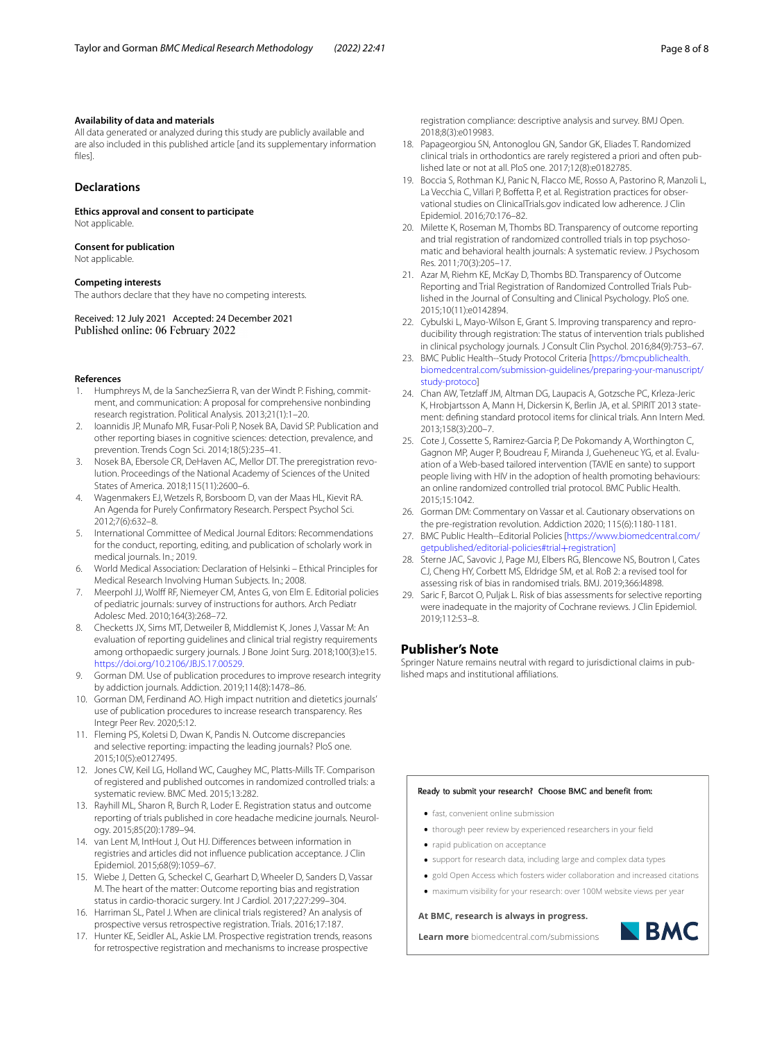### Availability of data and materials

All data generated or analyzed during this study are publicly available and are also included in this published article [and its supplementary information files].

## Declarations

### Ethics approval and consent to participate

Not applicable.

### Consent for publication

Not applicable.

### Competing interests

The authors declare that they have no competing interests.

Received: 12 July 2021 Accepted: 24 December 2021
Published online: 06 February 2022

### References

1. Humphreys M, de la SanchezSierra R, van der Windt P. Fishing, commitment, and communication: A proposal for comprehensive nonbinding research registration. Political Analysis. 2013;21(1):1–20.
2. Ioannidis JP, Munafo MR, Fusar-Poli P, Nosek BA, David SP. Publication and other reporting biases in cognitive sciences: detection, prevalence, and prevention. Trends Cogn Sci. 2014;18(5):235–41.
3. Nosek BA, Ebersole CR, DeHaven AC, Mellor DT. The preregistration revolution. Proceedings of the National Academy of Sciences of the United States of America. 2018;115(11):2600–6.
4. Wagenmakers EJ, Wetzels R, Borsboom D, van der Maas HL, Kievit RA. An Agenda for Purely Confirmatory Research. Perspect Psychol Sci. 2012;7(6):632–8.
5. International Committee of Medical Journal Editors: Recommendations for the conduct, reporting, editing, and publication of scholarly work in medical journals. In.; 2019.
6. World Medical Association: Declaration of Helsinki – Ethical Principles for Medical Research Involving Human Subjects. In.; 2008.
7. Meerpohl JJ, Wolff RF, Niemeyer CM, Antes G, von Elm E. Editorial policies of pediatric journals: survey of instructions for authors. Arch Pediatr Adolesc Med. 2010;164(3):268–72.
8. Checketts JX, Sims MT, Detweiler B, Middlemist K, Jones J, Vassar M: An evaluation of reporting guidelines and clinical trial registry requirements among orthopaedic surgery journals. J Bone Joint Surg. 2018;100(3):e15. https://doi.org/10.2106/JBJS.17.00529.
9. Gorman DM. Use of publication procedures to improve research integrity by addiction journals. Addiction. 2019;114(8):1478–86.
10. Gorman DM, Ferdinand AO. High impact nutrition and dietetics journals' use of publication procedures to increase research transparency. Res Integr Peer Rev. 2020;5:12.
11. Fleming PS, Koletsi D, Dwan K, Pandis N. Outcome discrepancies and selective reporting: impacting the leading journals? PloS one. 2015;10(5):e0127495.
12. Jones CW, Keil LG, Holland WC, Caughey MC, Platts-Mills TF. Comparison of registered and published outcomes in randomized controlled trials: a systematic review. BMC Med. 2015;13:282.
13. Rayhill ML, Sharon R, Burch R, Loder E. Registration status and outcome reporting of trials published in core headache medicine journals. Neurology. 2015;85(20):1789–94.
14. van Lent M, IntHout J, Out HJ. Differences between information in registries and articles did not influence publication acceptance. J Clin Epidemiol. 2015;68(9):1059–67.
15. Wiebe J, Detten G, Scheckel C, Gearhart D, Wheeler D, Sanders D, Vassar M. The heart of the matter: Outcome reporting bias and registration status in cardio-thoracic surgery. Int J Cardiol. 2017;227:299–304.
16. Harriman SL, Patel J. When are clinical trials registered? An analysis of prospective versus retrospective registration. Trials. 2016;17:187.
17. Hunter KE, Seidler AL, Askie LM. Prospective registration trends, reasons for retrospective registration and mechanisms to increase prospective registration compliance: descriptive analysis and survey. BMJ Open. 2018;8(3):e019983.
18. Papageorgiou SN, Antonoglou GN, Sandor GK, Eliades T. Randomized clinical trials in orthodontics are rarely registered a priori and often published late or not at all. PloS one. 2017;12(8):e0182785.
19. Boccia S, Rothman KJ, Panic N, Flacco ME, Rosso A, Pastorino R, Manzoli L, La Vecchia C, Villari P, Boffetta P, et al. Registration practices for observational studies on ClinicalTrials.gov indicated low adherence. J Clin Epidemiol. 2016;70:176–82.
20. Milette K, Roseman M, Thombs BD. Transparency of outcome reporting and trial registration of randomized controlled trials in top psychosomatic and behavioral health journals: A systematic review. J Psychosom Res. 2011;70(3):205–17.
21. Azar M, Riehm KE, McKay D, Thombs BD. Transparency of Outcome Reporting and Trial Registration of Randomized Controlled Trials Published in the Journal of Consulting and Clinical Psychology. PloS one. 2015;10(11):e0142894.
22. Cybulski L, Mayo-Wilson E, Grant S. Improving transparency and reproducibility through registration: The status of intervention trials published in clinical psychology journals. J Consult Clin Psychol. 2016;84(9):753–67.
23. BMC Public Health--Study Protocol Criteria [https://bmcpublichealth.biomedcentral.com/submission-guidelines/preparing-your-manuscript/study-protoco]
24. Chan AW, Tetzlaff JM, Altman DG, Laupacis A, Gotzsche PC, Krleza-Jeric K, Hrobjartsson A, Mann H, Dickersin K, Berlin JA, et al. SPIRIT 2013 statement: defining standard protocol items for clinical trials. Ann Intern Med. 2013;158(3):200–7.
25. Cote J, Cossette S, Ramirez-Garcia P, De Pokomandy A, Worthington C, Gagnon MP, Auger P, Boudreau F, Miranda J, Gueheneuc YG, et al. Evaluation of a Web-based tailored intervention (TAVIE en sante) to support people living with HIV in the adoption of health promoting behaviours: an online randomized controlled trial protocol. BMC Public Health. 2015;15:1042.
26. Gorman DM: Commentary on Vassar et al. Cautionary observations on the pre-registration revolution. Addiction 2020; 115(6):1180-1181.
27. BMC Public Health--Editorial Policies [https://www.biomedcentral.com/getpublished/editorial-policies#trial+registration]
28. Sterne JAC, Savovic J, Page MJ, Elbers RG, Blencowe NS, Boutron I, Cates CJ, Cheng HY, Corbett MS, Eldridge SM, et al. RoB 2: a revised tool for assessing risk of bias in randomised trials. BMJ. 2019;366:l4898.
29. Saric F, Barcot O, Puljak L. Risk of bias assessments for selective reporting were inadequate in the majority of Cochrane reviews. J Clin Epidemiol. 2019;112:53–8.

## Publisher's Note

Springer Nature remains neutral with regard to jurisdictional claims in published maps and institutional affiliations.

Ready to submit your research? Choose BMC and benefit from:

- fast, convenient online submission
- thorough peer review by experienced researchers in your field
- rapid publication on acceptance
- support for research data, including large and complex data types
- gold Open Access which fosters wider collaboration and increased citations
- maximum visibility for your research: over 100M website views per year

**At BMC, research is always in progress.**

**Learn more** biomedcentral.com/submissions

BMC